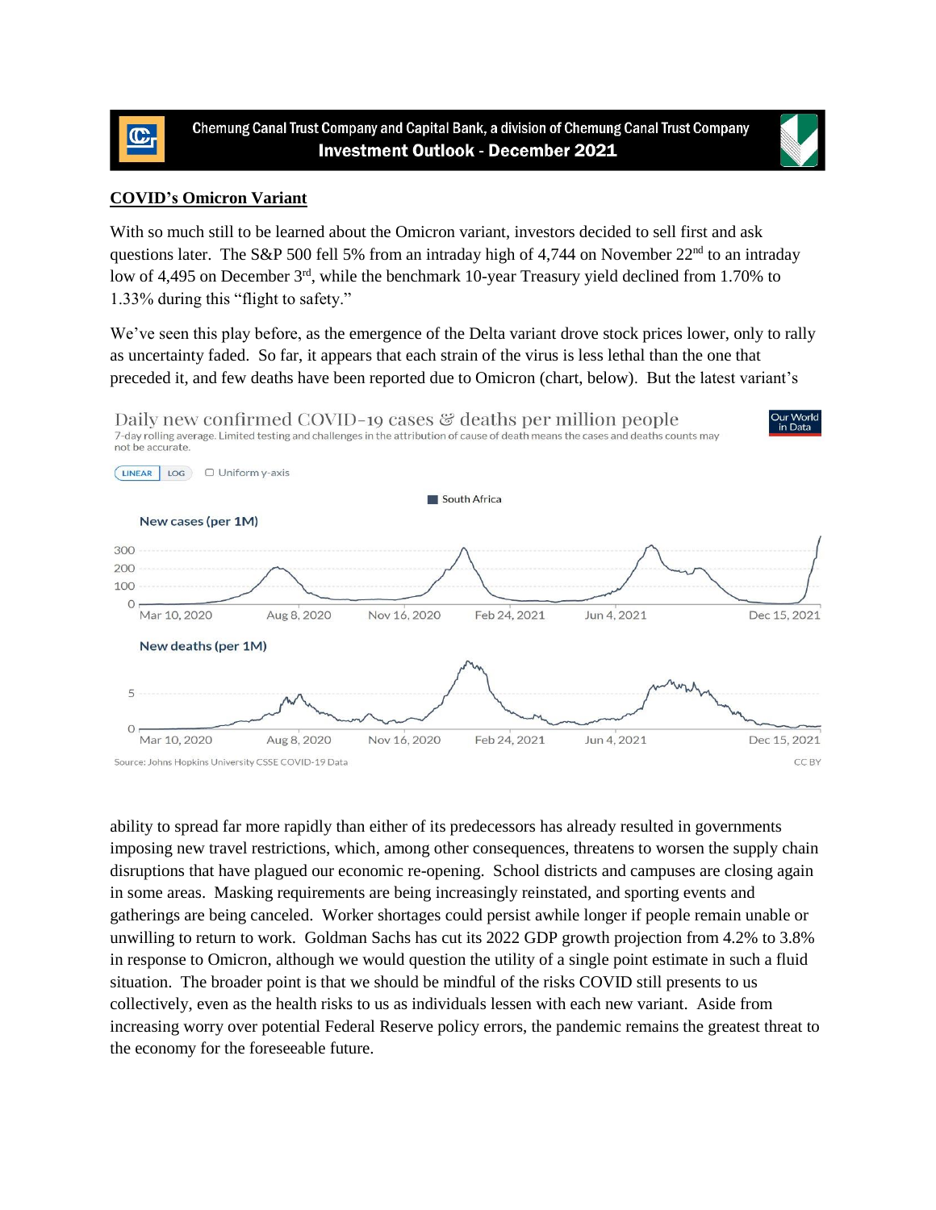Chemung Canal Trust Company and Capital Bank, a division of Chemung Canal Trust Company

# Investment Outlook - December 2021

## COVID's Omicron Variant

With so much still to be learned about the Omicron variant, investors decided to sell first and ask questions later. The S&P 500 fell 5% from an intraday high of 4,744 on November 22nd to an intraday low of 4,495 on December 3rd, while the benchmark 10-year Treasury yield declined from 1.70% to 1.33% during this "flight to safety."

We've seen this play before, as the emergence of the Delta variant drove stock prices lower, only to rally as uncertainty faded. So far, it appears that each strain of the virus is less lethal than the one that preceded it, and few deaths have been reported due to Omicron (chart, below). But the latest variant's

Daily new confirmed COVID-19 cases & deaths per million people

7-day rolling average. Limited testing and challenges in the attribution of cause of death means the cases and deaths counts may not be accurate.

Source: Johns Hopkins University CSSE COVID-19 Data

ability to spread far more rapidly than either of its predecessors has already resulted in governments imposing new travel restrictions, which, among other consequences, threatens to worsen the supply chain disruptions that have plagued our economic re-opening. School districts and campuses are closing again in some areas. Masking requirements are being increasingly reinstated, and sporting events and gatherings are being canceled. Worker shortages could persist awhile longer if people remain unable or unwilling to return to work. Goldman Sachs has cut its 2022 GDP growth projection from 4.2% to 3.8% in response to Omicron, although we would question the utility of a single point estimate in such a fluid situation. The broader point is that we should be mindful of the risks COVID still presents to us collectively, even as the health risks to us as individuals lessen with each new variant. Aside from increasing worry over potential Federal Reserve policy errors, the pandemic remains the greatest threat to the economy for the foreseeable future.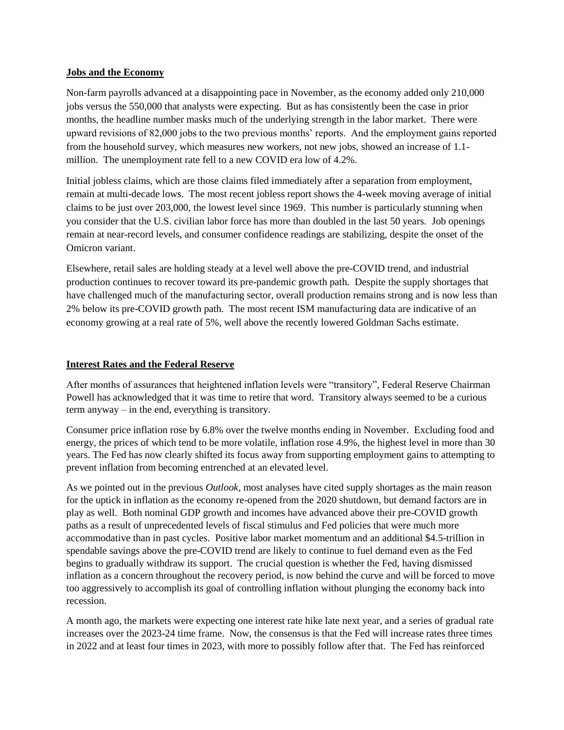## Jobs and the Economy

Non-farm payrolls advanced at a disappointing pace in November, as the economy added only 210,000 jobs versus the 550,000 that analysts were expecting. But as has consistently been the case in prior months, the headline number masks much of the underlying strength in the labor market. There were upward revisions of 82,000 jobs to the two previous months' reports. And the employment gains reported from the household survey, which measures new workers, not new jobs, showed an increase of 1.1-million. The unemployment rate fell to a new COVID era low of 4.2%.

Initial jobless claims, which are those claims filed immediately after a separation from employment, remain at multi-decade lows. The most recent jobless report shows the 4-week moving average of initial claims to be just over 203,000, the lowest level since 1969. This number is particularly stunning when you consider that the U.S. civilian labor force has more than doubled in the last 50 years. Job openings remain at near-record levels, and consumer confidence readings are stabilizing, despite the onset of the Omicron variant.

Elsewhere, retail sales are holding steady at a level well above the pre-COVID trend, and industrial production continues to recover toward its pre-pandemic growth path. Despite the supply shortages that have challenged much of the manufacturing sector, overall production remains strong and is now less than 2% below its pre-COVID growth path. The most recent ISM manufacturing data are indicative of an economy growing at a real rate of 5%, well above the recently lowered Goldman Sachs estimate.

## Interest Rates and the Federal Reserve

After months of assurances that heightened inflation levels were "transitory", Federal Reserve Chairman Powell has acknowledged that it was time to retire that word. Transitory always seemed to be a curious term anyway – in the end, everything is transitory.

Consumer price inflation rose by 6.8% over the twelve months ending in November. Excluding food and energy, the prices of which tend to be more volatile, inflation rose 4.9%, the highest level in more than 30 years. The Fed has now clearly shifted its focus away from supporting employment gains to attempting to prevent inflation from becoming entrenched at an elevated level.

As we pointed out in the previous *Outlook*, most analyses have cited supply shortages as the main reason for the uptick in inflation as the economy re-opened from the 2020 shutdown, but demand factors are in play as well. Both nominal GDP growth and incomes have advanced above their pre-COVID growth paths as a result of unprecedented levels of fiscal stimulus and Fed policies that were much more accommodative than in past cycles. Positive labor market momentum and an additional $4.5-trillion in spendable savings above the pre-COVID trend are likely to continue to fuel demand even as the Fed begins to gradually withdraw its support. The crucial question is whether the Fed, having dismissed inflation as a concern throughout the recovery period, is now behind the curve and will be forced to move too aggressively to accomplish its goal of controlling inflation without plunging the economy back into recession.

A month ago, the markets were expecting one interest rate hike late next year, and a series of gradual rate increases over the 2023-24 time frame. Now, the consensus is that the Fed will increase rates three times in 2022 and at least four times in 2023, with more to possibly follow after that. The Fed has reinforced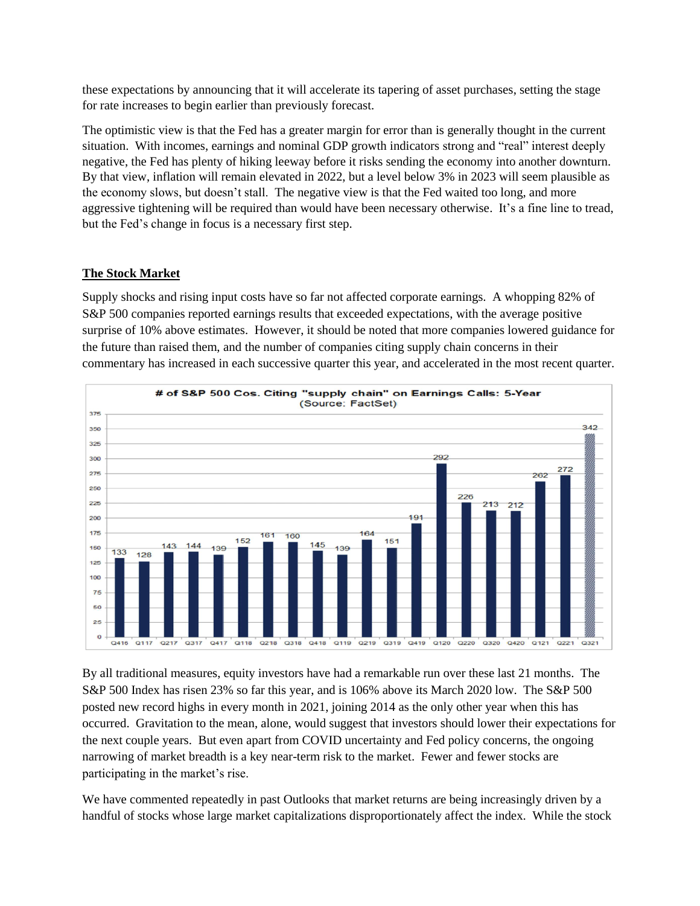these expectations by announcing that it will accelerate its tapering of asset purchases, setting the stage for rate increases to begin earlier than previously forecast.

The optimistic view is that the Fed has a greater margin for error than is generally thought in the current situation. With incomes, earnings and nominal GDP growth indicators strong and "real" interest deeply negative, the Fed has plenty of hiking leeway before it risks sending the economy into another downturn. By that view, inflation will remain elevated in 2022, but a level below 3% in 2023 will seem plausible as the economy slows, but doesn't stall. The negative view is that the Fed waited too long, and more aggressive tightening will be required than would have been necessary otherwise. It's a fine line to tread, but the Fed's change in focus is a necessary first step.

## The Stock Market

Supply shocks and rising input costs have so far not affected corporate earnings. A whopping 82% of S&P 500 companies reported earnings results that exceeded expectations, with the average positive surprise of 10% above estimates. However, it should be noted that more companies lowered guidance for the future than raised them, and the number of companies citing supply chain concerns in their commentary has increased in each successive quarter this year, and accelerated in the most recent quarter.

**# of S&P 500 Cos. Citing "supply chain" on Earnings Calls: 5-Year**
(Source: FactSet)

| Quarter | Q416 | Q117 | Q217 | Q317 | Q417 | Q118 | Q218 | Q318 | Q418 | Q119 | Q219 | Q319 | Q419 | Q120 | Q220 | Q320 | Q420 | Q121 | Q221 | Q321 |
|---|---|---|---|---|---|---|---|---|---|---|---|---|---|---|---|---|---|---|---|---|
| # of Cos. | 133 | 128 | 143 | 144 | 139 | 152 | 161 | 160 | 145 | 139 | 164 | 151 | 191 | 292 | 226 | 213 | 212 | 262 | 272 | 342 |

By all traditional measures, equity investors have had a remarkable run over these last 21 months. The S&P 500 Index has risen 23% so far this year, and is 106% above its March 2020 low. The S&P 500 posted new record highs in every month in 2021, joining 2014 as the only other year when this has occurred. Gravitation to the mean, alone, would suggest that investors should lower their expectations for the next couple years. But even apart from COVID uncertainty and Fed policy concerns, the ongoing narrowing of market breadth is a key near-term risk to the market. Fewer and fewer stocks are participating in the market's rise.

We have commented repeatedly in past Outlooks that market returns are being increasingly driven by a handful of stocks whose large market capitalizations disproportionately affect the index. While the stock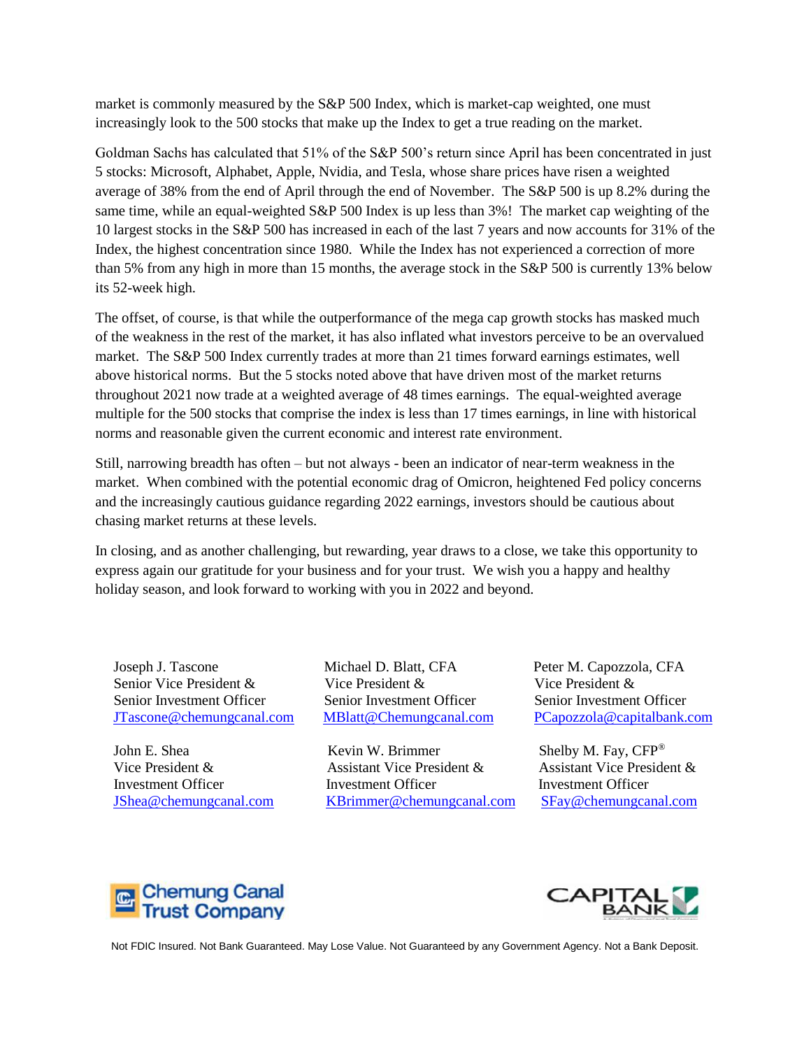market is commonly measured by the S&P 500 Index, which is market-cap weighted, one must increasingly look to the 500 stocks that make up the Index to get a true reading on the market.

Goldman Sachs has calculated that 51% of the S&P 500's return since April has been concentrated in just 5 stocks: Microsoft, Alphabet, Apple, Nvidia, and Tesla, whose share prices have risen a weighted average of 38% from the end of April through the end of November. The S&P 500 is up 8.2% during the same time, while an equal-weighted S&P 500 Index is up less than 3%! The market cap weighting of the 10 largest stocks in the S&P 500 has increased in each of the last 7 years and now accounts for 31% of the Index, the highest concentration since 1980. While the Index has not experienced a correction of more than 5% from any high in more than 15 months, the average stock in the S&P 500 is currently 13% below its 52-week high.

The offset, of course, is that while the outperformance of the mega cap growth stocks has masked much of the weakness in the rest of the market, it has also inflated what investors perceive to be an overvalued market. The S&P 500 Index currently trades at more than 21 times forward earnings estimates, well above historical norms. But the 5 stocks noted above that have driven most of the market returns throughout 2021 now trade at a weighted average of 48 times earnings. The equal-weighted average multiple for the 500 stocks that comprise the index is less than 17 times earnings, in line with historical norms and reasonable given the current economic and interest rate environment.

Still, narrowing breadth has often – but not always - been an indicator of near-term weakness in the market. When combined with the potential economic drag of Omicron, heightened Fed policy concerns and the increasingly cautious guidance regarding 2022 earnings, investors should be cautious about chasing market returns at these levels.

In closing, and as another challenging, but rewarding, year draws to a close, we take this opportunity to express again our gratitude for your business and for your trust. We wish you a happy and healthy holiday season, and look forward to working with you in 2022 and beyond.

Joseph J. Tascone
Senior Vice President &
Senior Investment Officer
JTascone@chemungcanal.com

Michael D. Blatt, CFA
Vice President &
Senior Investment Officer
MBlatt@Chemungcanal.com

Peter M. Capozzola, CFA
Vice President &
Senior Investment Officer
PCapozzola@capitalbank.com

John E. Shea
Vice President &
Investment Officer
JShea@chemungcanal.com

Kevin W. Brimmer
Assistant Vice President &
Investment Officer
KBrimmer@chemungcanal.com

Shelby M. Fay, CFP®
Assistant Vice President &
Investment Officer
SFay@chemungcanal.com

Chemung Canal Trust Company

CAPITAL BANK

Not FDIC Insured. Not Bank Guaranteed. May Lose Value. Not Guaranteed by any Government Agency. Not a Bank Deposit.